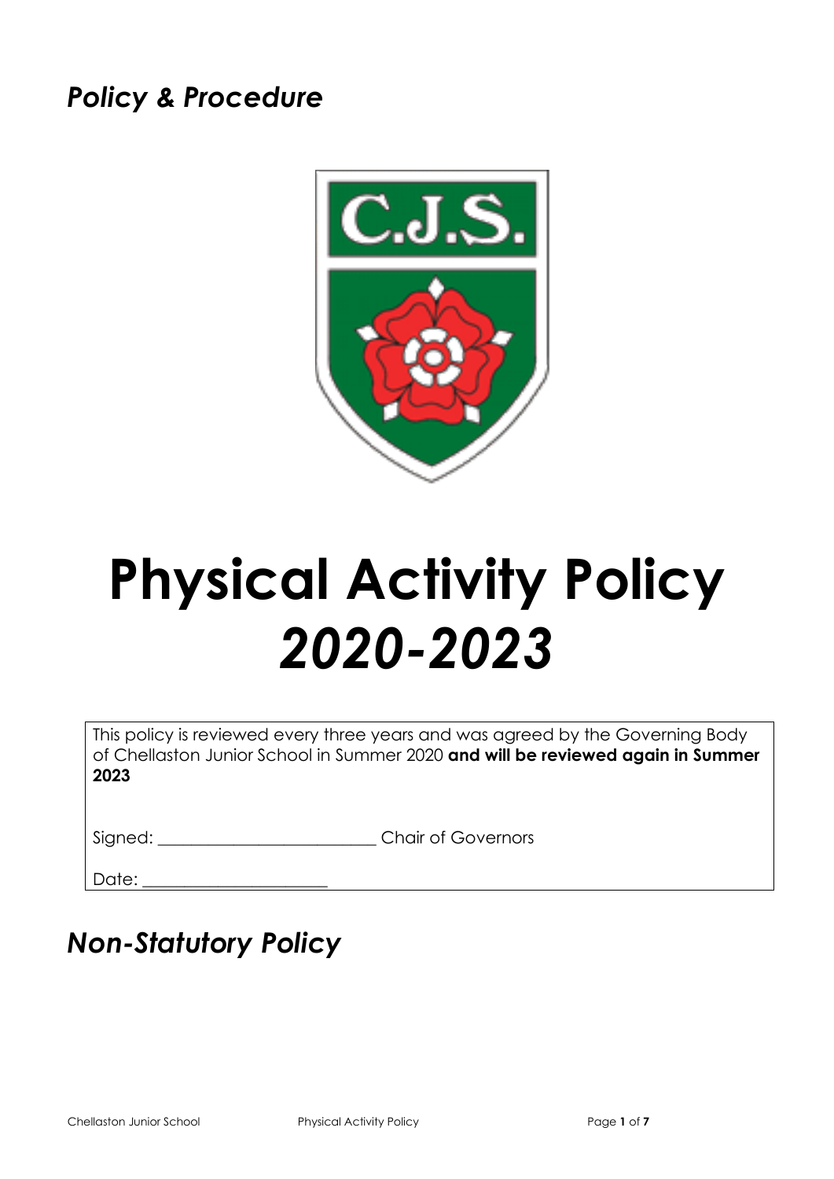*Policy & Procedure*

C.J.S.

# Physical Activity Policy *2020-2023*

This policy is reviewed every three years and was agreed by the Governing Body of Chellaston Junior School in Summer 2020 **and will be reviewed again in Summer 2023**

Signed: ________________________ Chair of Governors

Date: ____________________

## *Non-Statutory Policy*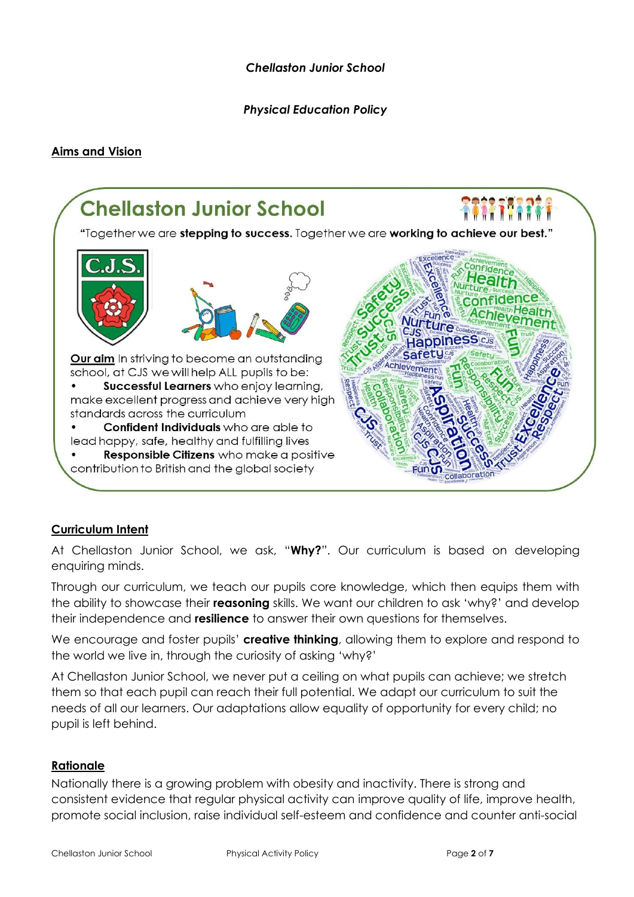*Chellaston Junior School*

*Physical Education Policy*

## Aims and Vision

## Chellaston Junior School

"Together we are **stepping to success.** Together we are **working to achieve our best.**"

**Our aim** In striving to become an outstanding school, at CJS we will help ALL pupils to be:

- **Successful Learners** who enjoy learning, make excellent progress and achieve very high standards across the curriculum
- **Confident Individuals** who are able to lead happy, safe, healthy and fulfilling lives
- **Responsible Citizens** who make a positive contribution to British and the global society

## Curriculum Intent

At Chellaston Junior School, we ask, "**Why?**". Our curriculum is based on developing enquiring minds.

Through our curriculum, we teach our pupils core knowledge, which then equips them with the ability to showcase their **reasoning** skills. We want our children to ask 'why?' and develop their independence and **resilience** to answer their own questions for themselves.

We encourage and foster pupils' **creative thinking**, allowing them to explore and respond to the world we live in, through the curiosity of asking 'why?'

At Chellaston Junior School, we never put a ceiling on what pupils can achieve; we stretch them so that each pupil can reach their full potential. We adapt our curriculum to suit the needs of all our learners. Our adaptations allow equality of opportunity for every child; no pupil is left behind.

## Rationale

Nationally there is a growing problem with obesity and inactivity. There is strong and consistent evidence that regular physical activity can improve quality of life, improve health, promote social inclusion, raise individual self-esteem and confidence and counter anti-social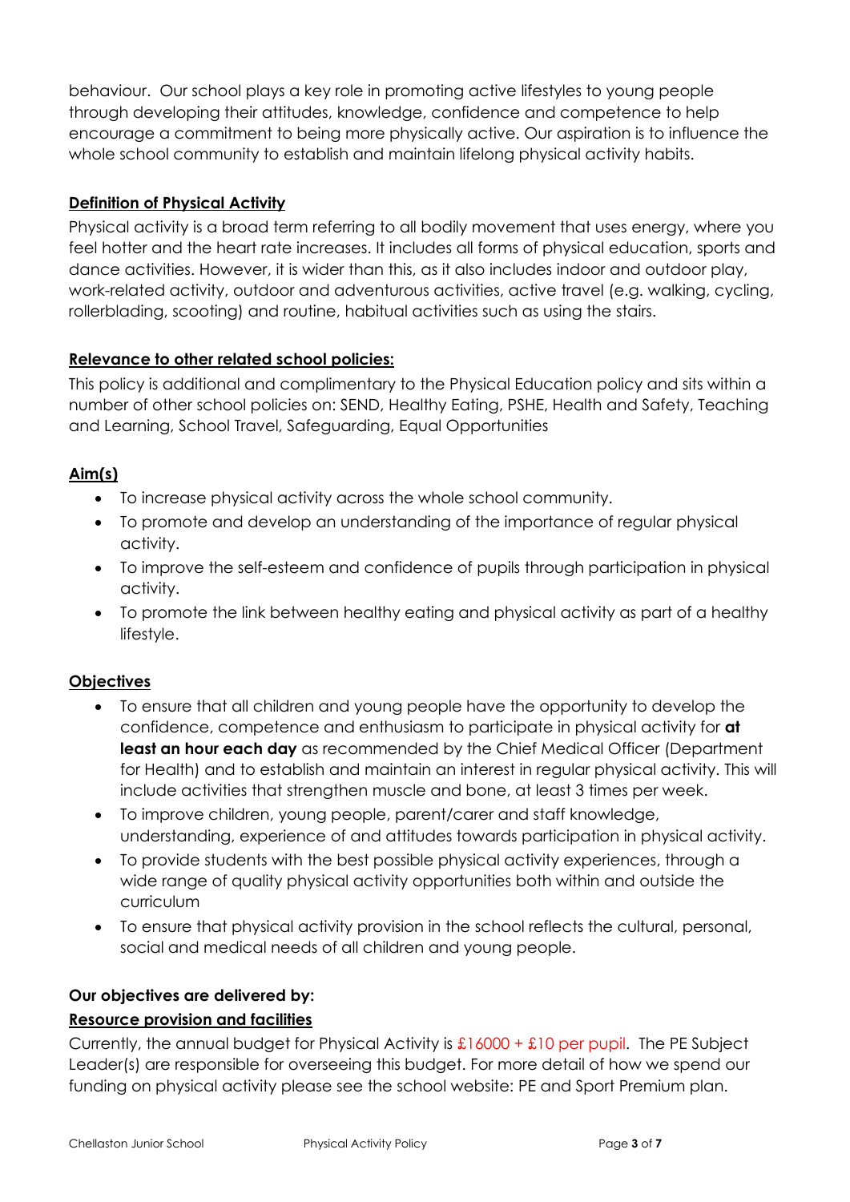behaviour. Our school plays a key role in promoting active lifestyles to young people through developing their attitudes, knowledge, confidence and competence to help encourage a commitment to being more physically active. Our aspiration is to influence the whole school community to establish and maintain lifelong physical activity habits.

## Definition of Physical Activity

Physical activity is a broad term referring to all bodily movement that uses energy, where you feel hotter and the heart rate increases. It includes all forms of physical education, sports and dance activities. However, it is wider than this, as it also includes indoor and outdoor play, work-related activity, outdoor and adventurous activities, active travel (e.g. walking, cycling, rollerblading, scooting) and routine, habitual activities such as using the stairs.

## Relevance to other related school policies:

This policy is additional and complimentary to the Physical Education policy and sits within a number of other school policies on: SEND, Healthy Eating, PSHE, Health and Safety, Teaching and Learning, School Travel, Safeguarding, Equal Opportunities

## Aim(s)

- To increase physical activity across the whole school community.
- To promote and develop an understanding of the importance of regular physical activity.
- To improve the self-esteem and confidence of pupils through participation in physical activity.
- To promote the link between healthy eating and physical activity as part of a healthy lifestyle.

## Objectives

- To ensure that all children and young people have the opportunity to develop the confidence, competence and enthusiasm to participate in physical activity for **at least an hour each day** as recommended by the Chief Medical Officer (Department for Health) and to establish and maintain an interest in regular physical activity. This will include activities that strengthen muscle and bone, at least 3 times per week.
- To improve children, young people, parent/carer and staff knowledge, understanding, experience of and attitudes towards participation in physical activity.
- To provide students with the best possible physical activity experiences, through a wide range of quality physical activity opportunities both within and outside the curriculum
- To ensure that physical activity provision in the school reflects the cultural, personal, social and medical needs of all children and young people.

**Our objectives are delivered by:**

## Resource provision and facilities

Currently, the annual budget for Physical Activity is £16000 + £10 per pupil. The PE Subject Leader(s) are responsible for overseeing this budget. For more detail of how we spend our funding on physical activity please see the school website: PE and Sport Premium plan.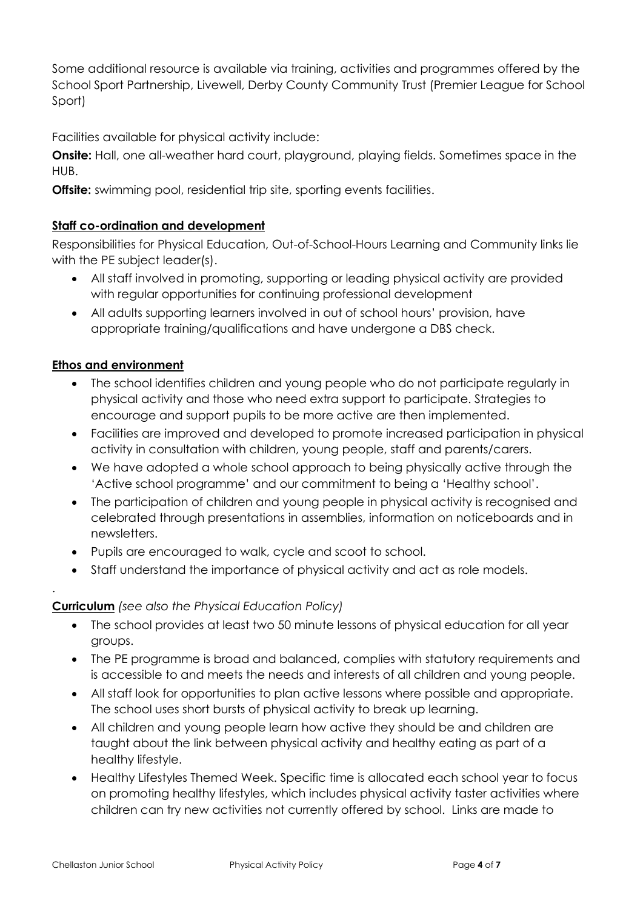Some additional resource is available via training, activities and programmes offered by the School Sport Partnership, Livewell, Derby County Community Trust (Premier League for School Sport)

Facilities available for physical activity include:

**Onsite:** Hall, one all-weather hard court, playground, playing fields. Sometimes space in the HUB.

**Offsite:** swimming pool, residential trip site, sporting events facilities.

**Staff co-ordination and development**

Responsibilities for Physical Education, Out-of-School-Hours Learning and Community links lie with the PE subject leader(s).

- All staff involved in promoting, supporting or leading physical activity are provided with regular opportunities for continuing professional development
- All adults supporting learners involved in out of school hours' provision, have appropriate training/qualifications and have undergone a DBS check.

**Ethos and environment**

- The school identifies children and young people who do not participate regularly in physical activity and those who need extra support to participate. Strategies to encourage and support pupils to be more active are then implemented.
- Facilities are improved and developed to promote increased participation in physical activity in consultation with children, young people, staff and parents/carers.
- We have adopted a whole school approach to being physically active through the 'Active school programme' and our commitment to being a 'Healthy school'.
- The participation of children and young people in physical activity is recognised and celebrated through presentations in assemblies, information on noticeboards and in newsletters.
- Pupils are encouraged to walk, cycle and scoot to school.
- Staff understand the importance of physical activity and act as role models.

.

**Curriculum** *(see also the Physical Education Policy)*

- The school provides at least two 50 minute lessons of physical education for all year groups.
- The PE programme is broad and balanced, complies with statutory requirements and is accessible to and meets the needs and interests of all children and young people.
- All staff look for opportunities to plan active lessons where possible and appropriate. The school uses short bursts of physical activity to break up learning.
- All children and young people learn how active they should be and children are taught about the link between physical activity and healthy eating as part of a healthy lifestyle.
- Healthy Lifestyles Themed Week. Specific time is allocated each school year to focus on promoting healthy lifestyles, which includes physical activity taster activities where children can try new activities not currently offered by school. Links are made to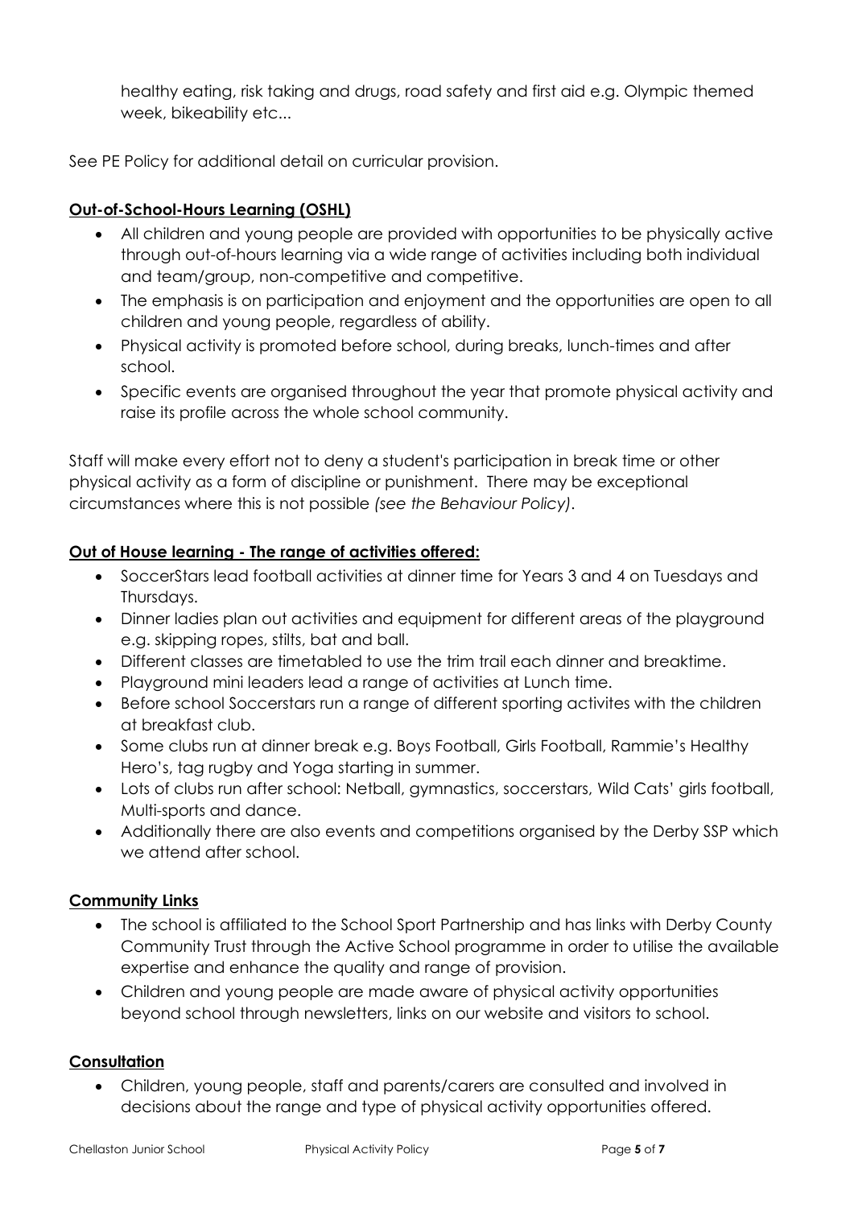healthy eating, risk taking and drugs, road safety and first aid e.g. Olympic themed week, bikeability etc...

See PE Policy for additional detail on curricular provision.

## Out-of-School-Hours Learning (OSHL)

- All children and young people are provided with opportunities to be physically active through out-of-hours learning via a wide range of activities including both individual and team/group, non-competitive and competitive.
- The emphasis is on participation and enjoyment and the opportunities are open to all children and young people, regardless of ability.
- Physical activity is promoted before school, during breaks, lunch-times and after school.
- Specific events are organised throughout the year that promote physical activity and raise its profile across the whole school community.

Staff will make every effort not to deny a student's participation in break time or other physical activity as a form of discipline or punishment. There may be exceptional circumstances where this is not possible *(see the Behaviour Policy)*.

## Out of House learning - The range of activities offered:

- SoccerStars lead football activities at dinner time for Years 3 and 4 on Tuesdays and Thursdays.
- Dinner ladies plan out activities and equipment for different areas of the playground e.g. skipping ropes, stilts, bat and ball.
- Different classes are timetabled to use the trim trail each dinner and breaktime.
- Playground mini leaders lead a range of activities at Lunch time.
- Before school Soccerstars run a range of different sporting activites with the children at breakfast club.
- Some clubs run at dinner break e.g. Boys Football, Girls Football, Rammie's Healthy Hero's, tag rugby and Yoga starting in summer.
- Lots of clubs run after school: Netball, gymnastics, soccerstars, Wild Cats' girls football, Multi-sports and dance.
- Additionally there are also events and competitions organised by the Derby SSP which we attend after school.

## Community Links

- The school is affiliated to the School Sport Partnership and has links with Derby County Community Trust through the Active School programme in order to utilise the available expertise and enhance the quality and range of provision.
- Children and young people are made aware of physical activity opportunities beyond school through newsletters, links on our website and visitors to school.

## Consultation

- Children, young people, staff and parents/carers are consulted and involved in decisions about the range and type of physical activity opportunities offered.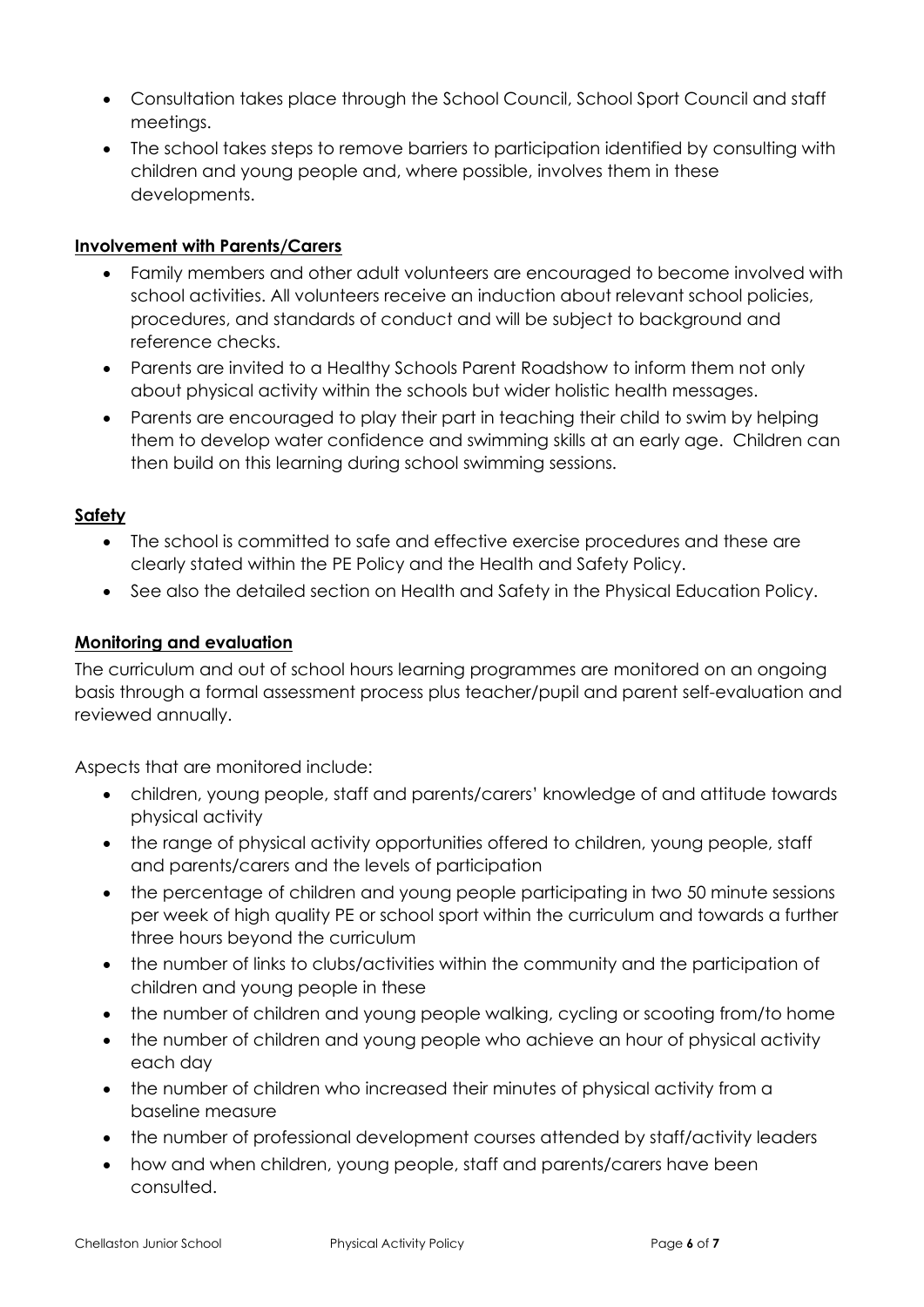- Consultation takes place through the School Council, School Sport Council and staff meetings.
- The school takes steps to remove barriers to participation identified by consulting with children and young people and, where possible, involves them in these developments.

**Involvement with Parents/Carers**

- Family members and other adult volunteers are encouraged to become involved with school activities. All volunteers receive an induction about relevant school policies, procedures, and standards of conduct and will be subject to background and reference checks.
- Parents are invited to a Healthy Schools Parent Roadshow to inform them not only about physical activity within the schools but wider holistic health messages.
- Parents are encouraged to play their part in teaching their child to swim by helping them to develop water confidence and swimming skills at an early age. Children can then build on this learning during school swimming sessions.

**Safety**

- The school is committed to safe and effective exercise procedures and these are clearly stated within the PE Policy and the Health and Safety Policy.
- See also the detailed section on Health and Safety in the Physical Education Policy.

**Monitoring and evaluation**

The curriculum and out of school hours learning programmes are monitored on an ongoing basis through a formal assessment process plus teacher/pupil and parent self-evaluation and reviewed annually.

Aspects that are monitored include:

- children, young people, staff and parents/carers' knowledge of and attitude towards physical activity
- the range of physical activity opportunities offered to children, young people, staff and parents/carers and the levels of participation
- the percentage of children and young people participating in two 50 minute sessions per week of high quality PE or school sport within the curriculum and towards a further three hours beyond the curriculum
- the number of links to clubs/activities within the community and the participation of children and young people in these
- the number of children and young people walking, cycling or scooting from/to home
- the number of children and young people who achieve an hour of physical activity each day
- the number of children who increased their minutes of physical activity from a baseline measure
- the number of professional development courses attended by staff/activity leaders
- how and when children, young people, staff and parents/carers have been consulted.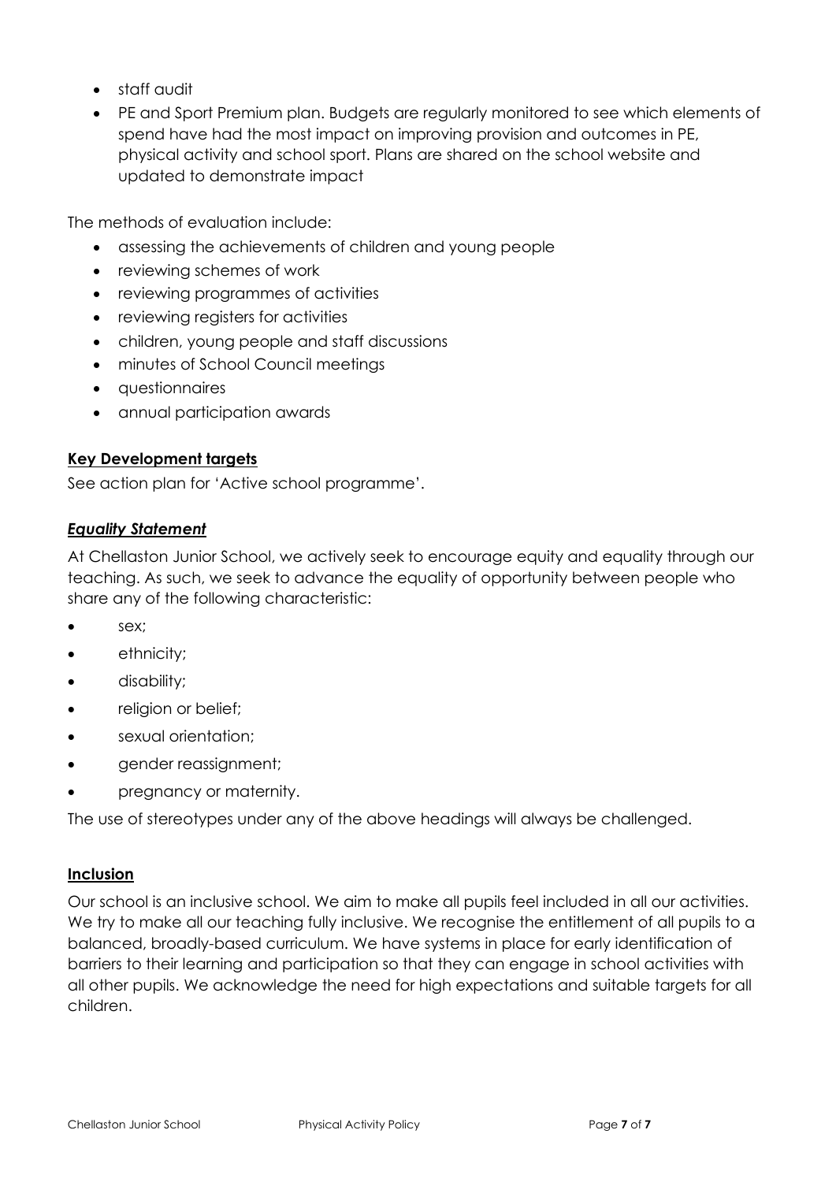- staff audit
- PE and Sport Premium plan. Budgets are regularly monitored to see which elements of spend have had the most impact on improving provision and outcomes in PE, physical activity and school sport. Plans are shared on the school website and updated to demonstrate impact

The methods of evaluation include:

- assessing the achievements of children and young people
- reviewing schemes of work
- reviewing programmes of activities
- reviewing registers for activities
- children, young people and staff discussions
- minutes of School Council meetings
- questionnaires
- annual participation awards

**Key Development targets**

See action plan for 'Active school programme'.

***Equality Statement***

At Chellaston Junior School, we actively seek to encourage equity and equality through our teaching. As such, we seek to advance the equality of opportunity between people who share any of the following characteristic:

- sex;
- ethnicity;
- disability;
- religion or belief;
- sexual orientation;
- gender reassignment;
- pregnancy or maternity.

The use of stereotypes under any of the above headings will always be challenged.

**Inclusion**

Our school is an inclusive school. We aim to make all pupils feel included in all our activities. We try to make all our teaching fully inclusive. We recognise the entitlement of all pupils to a balanced, broadly-based curriculum. We have systems in place for early identification of barriers to their learning and participation so that they can engage in school activities with all other pupils. We acknowledge the need for high expectations and suitable targets for all children.